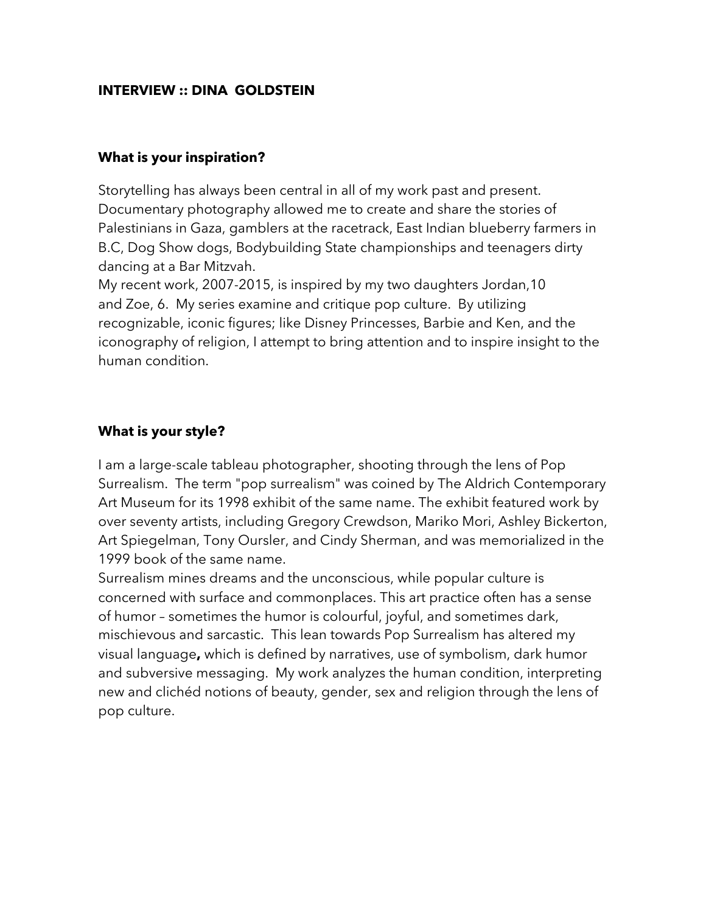# INTERVIEW :: DINA GOLDSTEIN

## What is your inspiration?

Storytelling has always been central in all of my work past and present. Documentary photography allowed me to create and share the stories of Palestinians in Gaza, gamblers at the racetrack, East Indian blueberry farmers in B.C, Dog Show dogs, Bodybuilding State championships and teenagers dirty dancing at a Bar Mitzvah.

My recent work, 2007-2015, is inspired by my two daughters Jordan,10 and Zoe, 6. My series examine and critique pop culture. By utilizing recognizable, iconic figures; like Disney Princesses, Barbie and Ken, and the iconography of religion, I attempt to bring attention and to inspire insight to the human condition.

## What is your style?

I am a large-scale tableau photographer, shooting through the lens of Pop Surrealism. The term "pop surrealism" was coined by The Aldrich Contemporary Art Museum for its 1998 exhibit of the same name. The exhibit featured work by over seventy artists, including Gregory Crewdson, Mariko Mori, Ashley Bickerton, Art Spiegelman, Tony Oursler, and Cindy Sherman, and was memorialized in the 1999 book of the same name.

Surrealism mines dreams and the unconscious, while popular culture is concerned with surface and commonplaces. This art practice often has a sense of humor – sometimes the humor is colourful, joyful, and sometimes dark, mischievous and sarcastic. This lean towards Pop Surrealism has altered my visual language**,** which is defined by narratives, use of symbolism, dark humor and subversive messaging. My work analyzes the human condition, interpreting new and clichéd notions of beauty, gender, sex and religion through the lens of pop culture.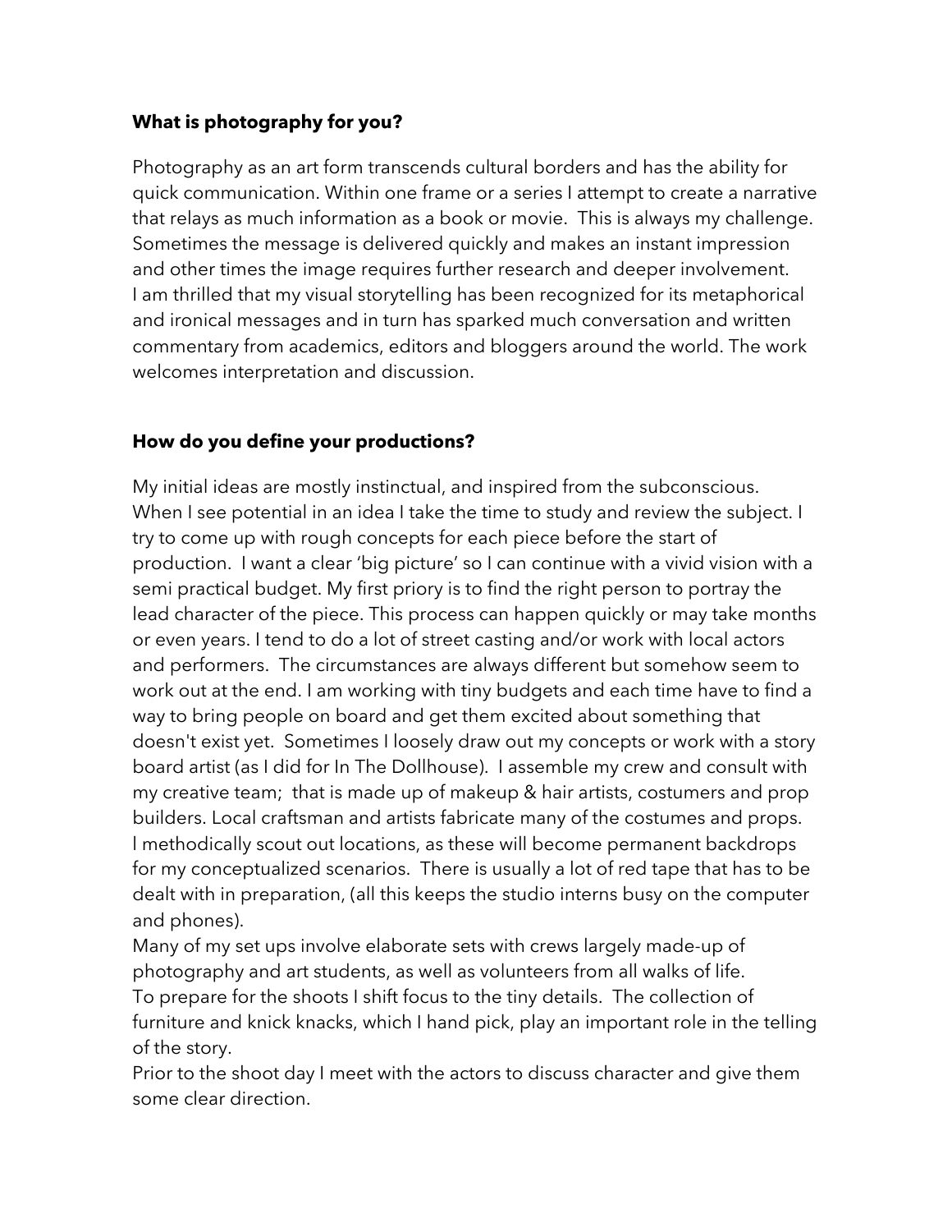**What is photography for you?**

Photography as an art form transcends cultural borders and has the ability for quick communication. Within one frame or a series I attempt to create a narrative that relays as much information as a book or movie. This is always my challenge. Sometimes the message is delivered quickly and makes an instant impression and other times the image requires further research and deeper involvement. I am thrilled that my visual storytelling has been recognized for its metaphorical and ironical messages and in turn has sparked much conversation and written commentary from academics, editors and bloggers around the world. The work welcomes interpretation and discussion.

**How do you define your productions?**

My initial ideas are mostly instinctual, and inspired from the subconscious. When I see potential in an idea I take the time to study and review the subject. I try to come up with rough concepts for each piece before the start of production. I want a clear 'big picture' so I can continue with a vivid vision with a semi practical budget. My first priory is to find the right person to portray the lead character of the piece. This process can happen quickly or may take months or even years. I tend to do a lot of street casting and/or work with local actors and performers. The circumstances are always different but somehow seem to work out at the end. I am working with tiny budgets and each time have to find a way to bring people on board and get them excited about something that doesn't exist yet. Sometimes I loosely draw out my concepts or work with a story board artist (as I did for In The Dollhouse). I assemble my crew and consult with my creative team; that is made up of makeup & hair artists, costumers and prop builders. Local craftsman and artists fabricate many of the costumes and props. I methodically scout out locations, as these will become permanent backdrops for my conceptualized scenarios. There is usually a lot of red tape that has to be dealt with in preparation, (all this keeps the studio interns busy on the computer and phones).

Many of my set ups involve elaborate sets with crews largely made-up of photography and art students, as well as volunteers from all walks of life.

To prepare for the shoots I shift focus to the tiny details. The collection of furniture and knick knacks, which I hand pick, play an important role in the telling of the story.

Prior to the shoot day I meet with the actors to discuss character and give them some clear direction.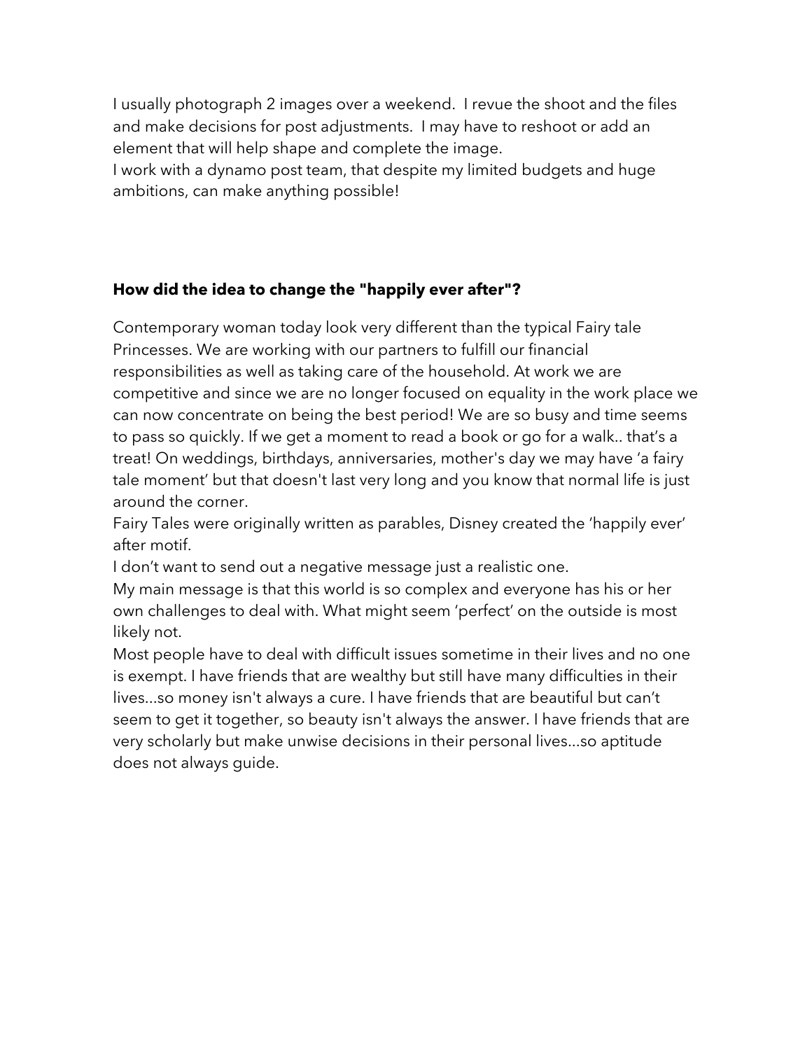I usually photograph 2 images over a weekend. I revue the shoot and the files and make decisions for post adjustments. I may have to reshoot or add an element that will help shape and complete the image.
I work with a dynamo post team, that despite my limited budgets and huge ambitions, can make anything possible!

**How did the idea to change the "happily ever after"?**

Contemporary woman today look very different than the typical Fairy tale Princesses. We are working with our partners to fulfill our financial responsibilities as well as taking care of the household. At work we are competitive and since we are no longer focused on equality in the work place we can now concentrate on being the best period! We are so busy and time seems to pass so quickly. If we get a moment to read a book or go for a walk.. that's a treat! On weddings, birthdays, anniversaries, mother's day we may have 'a fairy tale moment' but that doesn't last very long and you know that normal life is just around the corner.
Fairy Tales were originally written as parables, Disney created the 'happily ever' after motif.
I don't want to send out a negative message just a realistic one.
My main message is that this world is so complex and everyone has his or her own challenges to deal with. What might seem 'perfect' on the outside is most likely not.
Most people have to deal with difficult issues sometime in their lives and no one is exempt. I have friends that are wealthy but still have many difficulties in their lives…so money isn't always a cure. I have friends that are beautiful but can't seem to get it together, so beauty isn't always the answer. I have friends that are very scholarly but make unwise decisions in their personal lives…so aptitude does not always guide.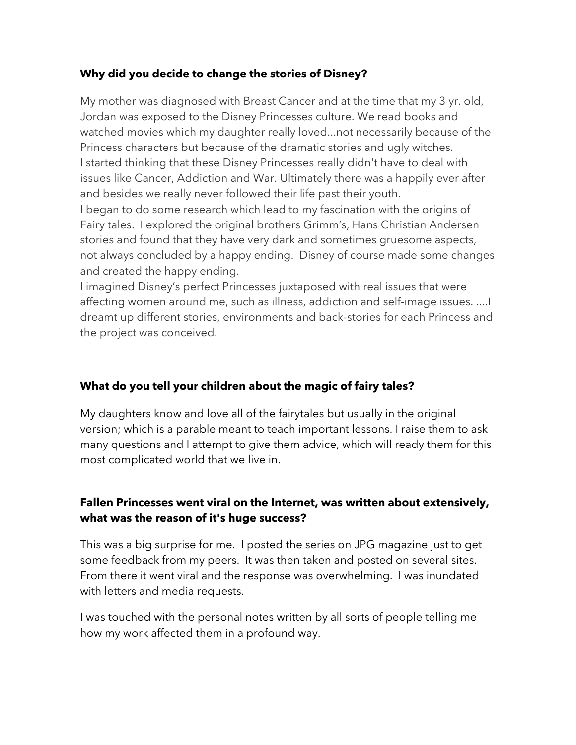**Why did you decide to change the stories of Disney?**

My mother was diagnosed with Breast Cancer and at the time that my 3 yr. old, Jordan was exposed to the Disney Princesses culture. We read books and watched movies which my daughter really loved...not necessarily because of the Princess characters but because of the dramatic stories and ugly witches.
I started thinking that these Disney Princesses really didn't have to deal with issues like Cancer, Addiction and War. Ultimately there was a happily ever after and besides we really never followed their life past their youth.
I began to do some research which lead to my fascination with the origins of Fairy tales. I explored the original brothers Grimm's, Hans Christian Andersen stories and found that they have very dark and sometimes gruesome aspects, not always concluded by a happy ending. Disney of course made some changes and created the happy ending.
I imagined Disney's perfect Princesses juxtaposed with real issues that were affecting women around me, such as illness, addiction and self-image issues. ....I dreamt up different stories, environments and back-stories for each Princess and the project was conceived.

**What do you tell your children about the magic of fairy tales?**

My daughters know and love all of the fairytales but usually in the original version; which is a parable meant to teach important lessons. I raise them to ask many questions and I attempt to give them advice, which will ready them for this most complicated world that we live in.

**Fallen Princesses went viral on the Internet, was written about extensively, what was the reason of it's huge success?**

This was a big surprise for me. I posted the series on JPG magazine just to get some feedback from my peers. It was then taken and posted on several sites. From there it went viral and the response was overwhelming. I was inundated with letters and media requests.

I was touched with the personal notes written by all sorts of people telling me how my work affected them in a profound way.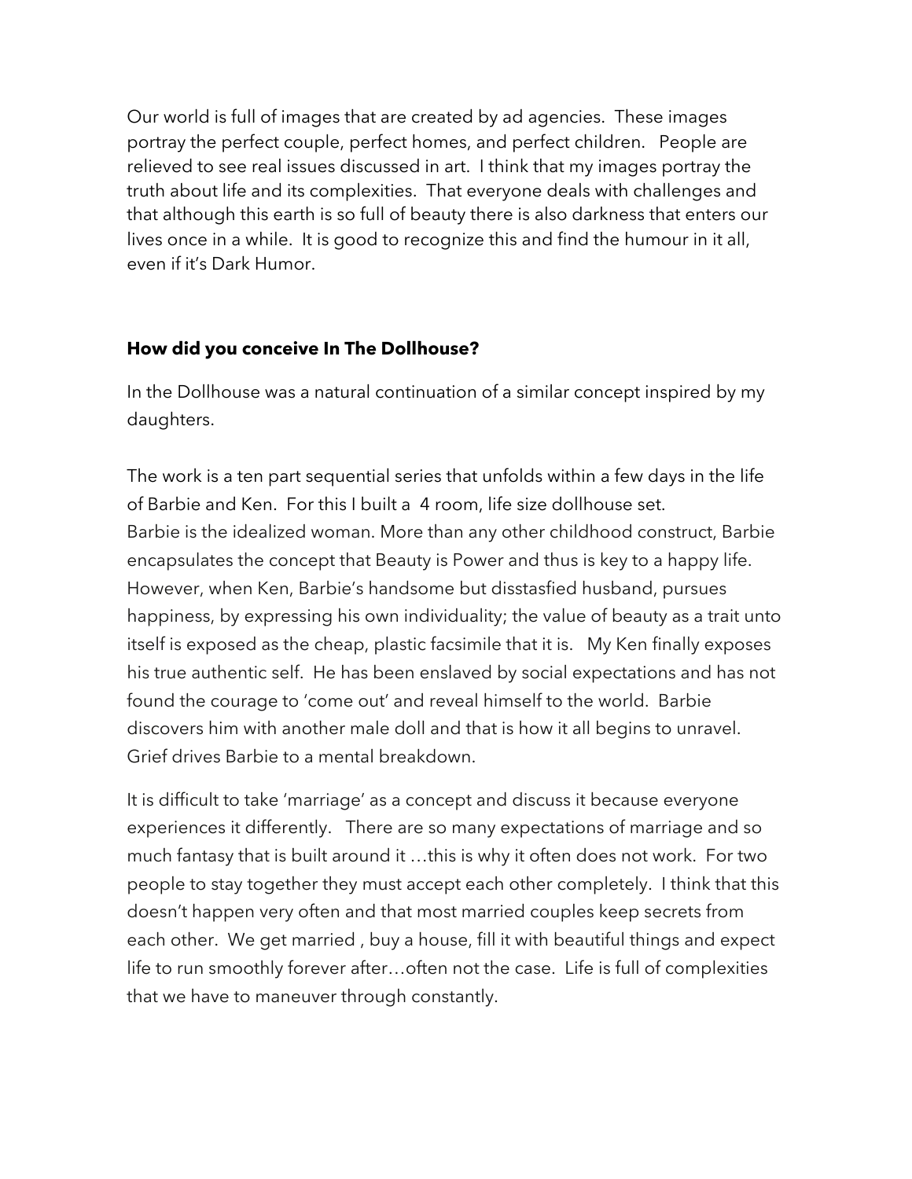Our world is full of images that are created by ad agencies. These images portray the perfect couple, perfect homes, and perfect children. People are relieved to see real issues discussed in art. I think that my images portray the truth about life and its complexities. That everyone deals with challenges and that although this earth is so full of beauty there is also darkness that enters our lives once in a while. It is good to recognize this and find the humour in it all, even if it's Dark Humor.

**How did you conceive In The Dollhouse?**

In the Dollhouse was a natural continuation of a similar concept inspired by my daughters.

The work is a ten part sequential series that unfolds within a few days in the life of Barbie and Ken. For this I built a 4 room, life size dollhouse set.
Barbie is the idealized woman. More than any other childhood construct, Barbie encapsulates the concept that Beauty is Power and thus is key to a happy life. However, when Ken, Barbie's handsome but disstasfied husband, pursues happiness, by expressing his own individuality; the value of beauty as a trait unto itself is exposed as the cheap, plastic facsimile that it is. My Ken finally exposes his true authentic self. He has been enslaved by social expectations and has not found the courage to 'come out' and reveal himself to the world. Barbie discovers him with another male doll and that is how it all begins to unravel. Grief drives Barbie to a mental breakdown.

It is difficult to take 'marriage' as a concept and discuss it because everyone experiences it differently. There are so many expectations of marriage and so much fantasy that is built around it …this is why it often does not work. For two people to stay together they must accept each other completely. I think that this doesn't happen very often and that most married couples keep secrets from each other. We get married , buy a house, fill it with beautiful things and expect life to run smoothly forever after…often not the case. Life is full of complexities that we have to maneuver through constantly.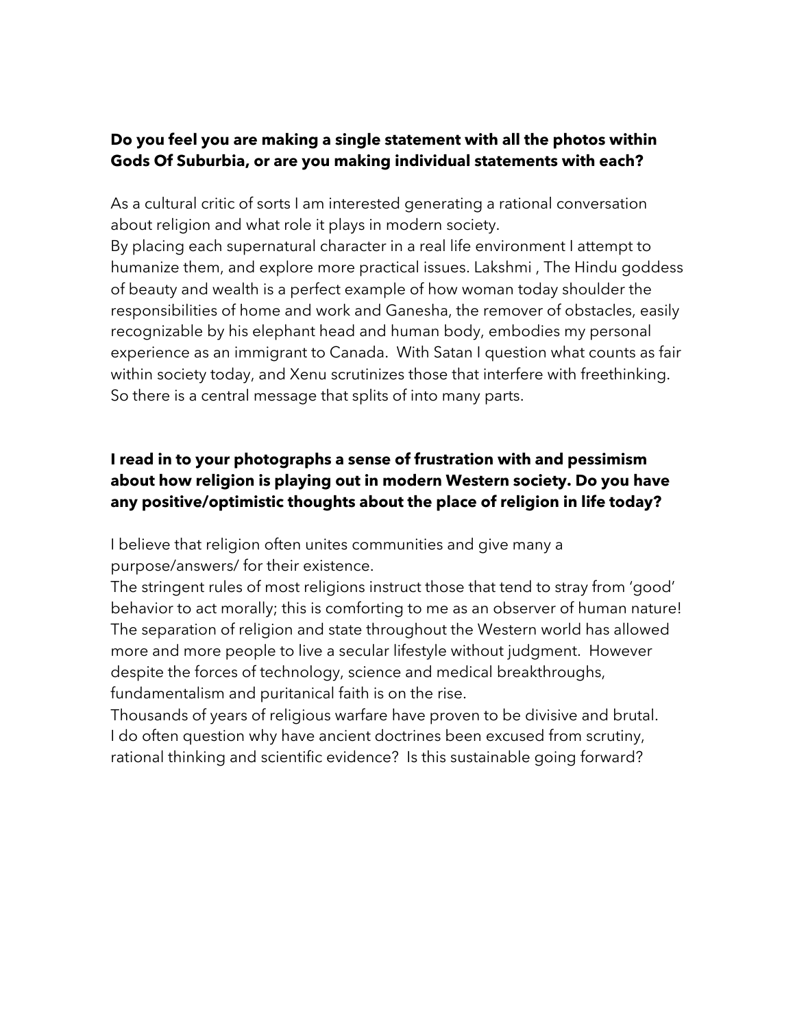**Do you feel you are making a single statement with all the photos within Gods Of Suburbia, or are you making individual statements with each?**

As a cultural critic of sorts I am interested generating a rational conversation about religion and what role it plays in modern society.
By placing each supernatural character in a real life environment I attempt to humanize them, and explore more practical issues. Lakshmi , The Hindu goddess of beauty and wealth is a perfect example of how woman today shoulder the responsibilities of home and work and Ganesha, the remover of obstacles, easily recognizable by his elephant head and human body, embodies my personal experience as an immigrant to Canada. With Satan I question what counts as fair within society today, and Xenu scrutinizes those that interfere with freethinking. So there is a central message that splits of into many parts.

**I read in to your photographs a sense of frustration with and pessimism about how religion is playing out in modern Western society. Do you have any positive/optimistic thoughts about the place of religion in life today?**

I believe that religion often unites communities and give many a purpose/answers/ for their existence.
The stringent rules of most religions instruct those that tend to stray from 'good' behavior to act morally; this is comforting to me as an observer of human nature!
The separation of religion and state throughout the Western world has allowed more and more people to live a secular lifestyle without judgment. However despite the forces of technology, science and medical breakthroughs, fundamentalism and puritanical faith is on the rise.
Thousands of years of religious warfare have proven to be divisive and brutal.
I do often question why have ancient doctrines been excused from scrutiny, rational thinking and scientific evidence? Is this sustainable going forward?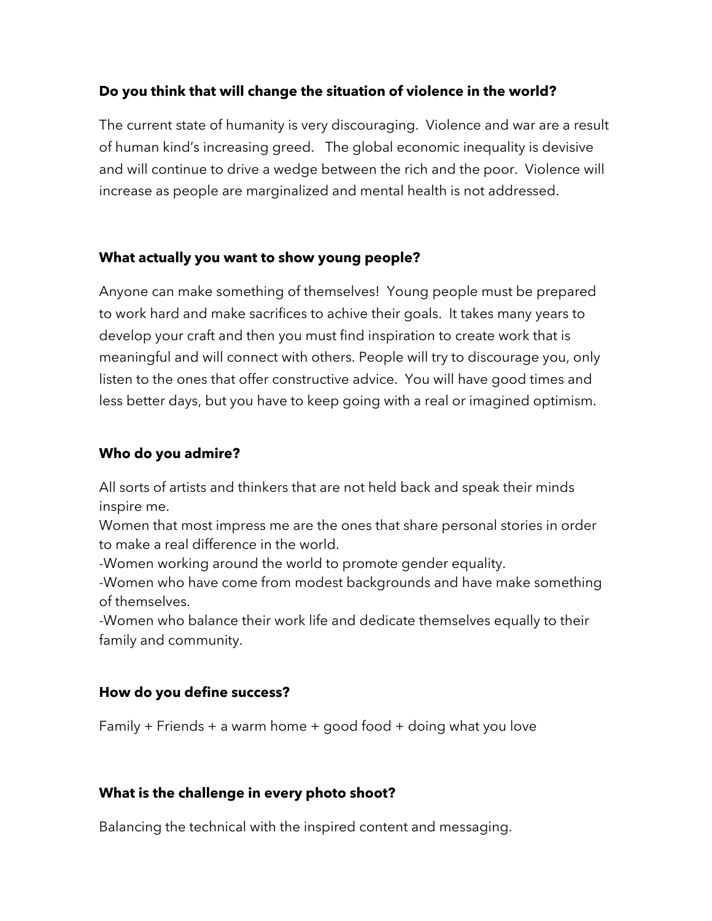**Do you think that will change the situation of violence in the world?**

The current state of humanity is very discouraging. Violence and war are a result of human kind's increasing greed. The global economic inequality is devisive and will continue to drive a wedge between the rich and the poor. Violence will increase as people are marginalized and mental health is not addressed.

**What actually you want to show young people?**

Anyone can make something of themselves! Young people must be prepared to work hard and make sacrifices to achive their goals. It takes many years to develop your craft and then you must find inspiration to create work that is meaningful and will connect with others. People will try to discourage you, only listen to the ones that offer constructive advice. You will have good times and less better days, but you have to keep going with a real or imagined optimism.

**Who do you admire?**

All sorts of artists and thinkers that are not held back and speak their minds inspire me.
Women that most impress me are the ones that share personal stories in order to make a real difference in the world.
-Women working around the world to promote gender equality.
-Women who have come from modest backgrounds and have make something of themselves.
-Women who balance their work life and dedicate themselves equally to their family and community.

**How do you define success?**

Family + Friends + a warm home + good food + doing what you love

**What is the challenge in every photo shoot?**

Balancing the technical with the inspired content and messaging.